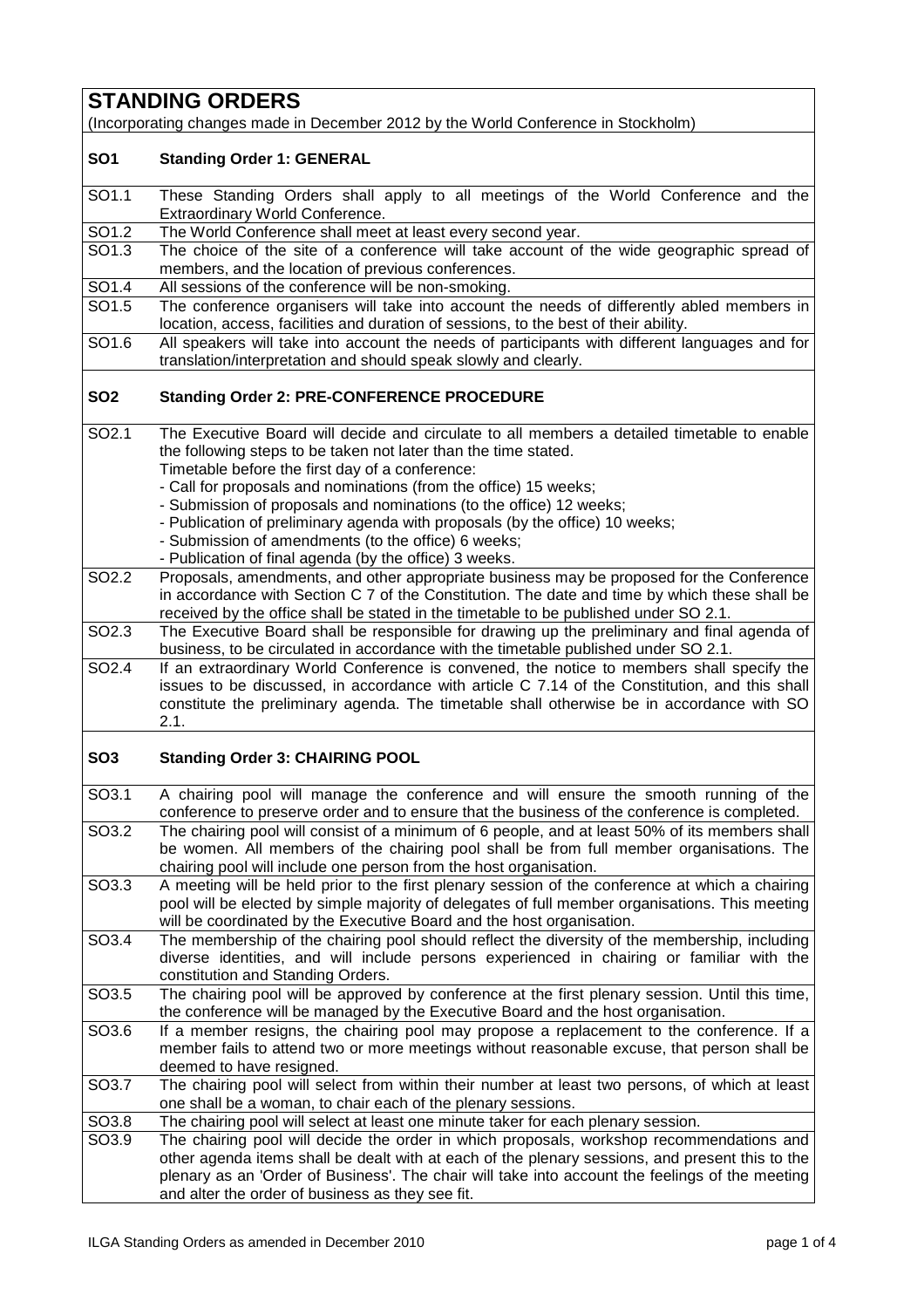# STANDING ORDERS

(Incorporating changes made in December 2012 by the World Conference in Stockholm)

## SO1 Standing Order 1: GENERAL

| | |
|---|---|
| SO1.1 | These Standing Orders shall apply to all meetings of the World Conference and the Extraordinary World Conference. |
| SO1.2 | The World Conference shall meet at least every second year. |
| SO1.3 | The choice of the site of a conference will take account of the wide geographic spread of members, and the location of previous conferences. |
| SO1.4 | All sessions of the conference will be non-smoking. |
| SO1.5 | The conference organisers will take into account the needs of differently abled members in location, access, facilities and duration of sessions, to the best of their ability. |
| SO1.6 | All speakers will take into account the needs of participants with different languages and for translation/interpretation and should speak slowly and clearly. |

## SO2 Standing Order 2: PRE-CONFERENCE PROCEDURE

| | |
|---|---|
| SO2.1 | The Executive Board will decide and circulate to all members a detailed timetable to enable the following steps to be taken not later than the time stated.<br>Timetable before the first day of a conference:<br>- Call for proposals and nominations (from the office) 15 weeks;<br>- Submission of proposals and nominations (to the office) 12 weeks;<br>- Publication of preliminary agenda with proposals (by the office) 10 weeks;<br>- Submission of amendments (to the office) 6 weeks;<br>- Publication of final agenda (by the office) 3 weeks. |
| SO2.2 | Proposals, amendments, and other appropriate business may be proposed for the Conference in accordance with Section C 7 of the Constitution. The date and time by which these shall be received by the office shall be stated in the timetable to be published under SO 2.1. |
| SO2.3 | The Executive Board shall be responsible for drawing up the preliminary and final agenda of business, to be circulated in accordance with the timetable published under SO 2.1. |
| SO2.4 | If an extraordinary World Conference is convened, the notice to members shall specify the issues to be discussed, in accordance with article C 7.14 of the Constitution, and this shall constitute the preliminary agenda. The timetable shall otherwise be in accordance with SO 2.1. |

## SO3 Standing Order 3: CHAIRING POOL

| | |
|---|---|
| SO3.1 | A chairing pool will manage the conference and will ensure the smooth running of the conference to preserve order and to ensure that the business of the conference is completed. |
| SO3.2 | The chairing pool will consist of a minimum of 6 people, and at least 50% of its members shall be women. All members of the chairing pool shall be from full member organisations. The chairing pool will include one person from the host organisation. |
| SO3.3 | A meeting will be held prior to the first plenary session of the conference at which a chairing pool will be elected by simple majority of delegates of full member organisations. This meeting will be coordinated by the Executive Board and the host organisation. |
| SO3.4 | The membership of the chairing pool should reflect the diversity of the membership, including diverse identities, and will include persons experienced in chairing or familiar with the constitution and Standing Orders. |
| SO3.5 | The chairing pool will be approved by conference at the first plenary session. Until this time, the conference will be managed by the Executive Board and the host organisation. |
| SO3.6 | If a member resigns, the chairing pool may propose a replacement to the conference. If a member fails to attend two or more meetings without reasonable excuse, that person shall be deemed to have resigned. |
| SO3.7 | The chairing pool will select from within their number at least two persons, of which at least one shall be a woman, to chair each of the plenary sessions. |
| SO3.8 | The chairing pool will select at least one minute taker for each plenary session. |
| SO3.9 | The chairing pool will decide the order in which proposals, workshop recommendations and other agenda items shall be dealt with at each of the plenary sessions, and present this to the plenary as an 'Order of Business'. The chair will take into account the feelings of the meeting and alter the order of business as they see fit. |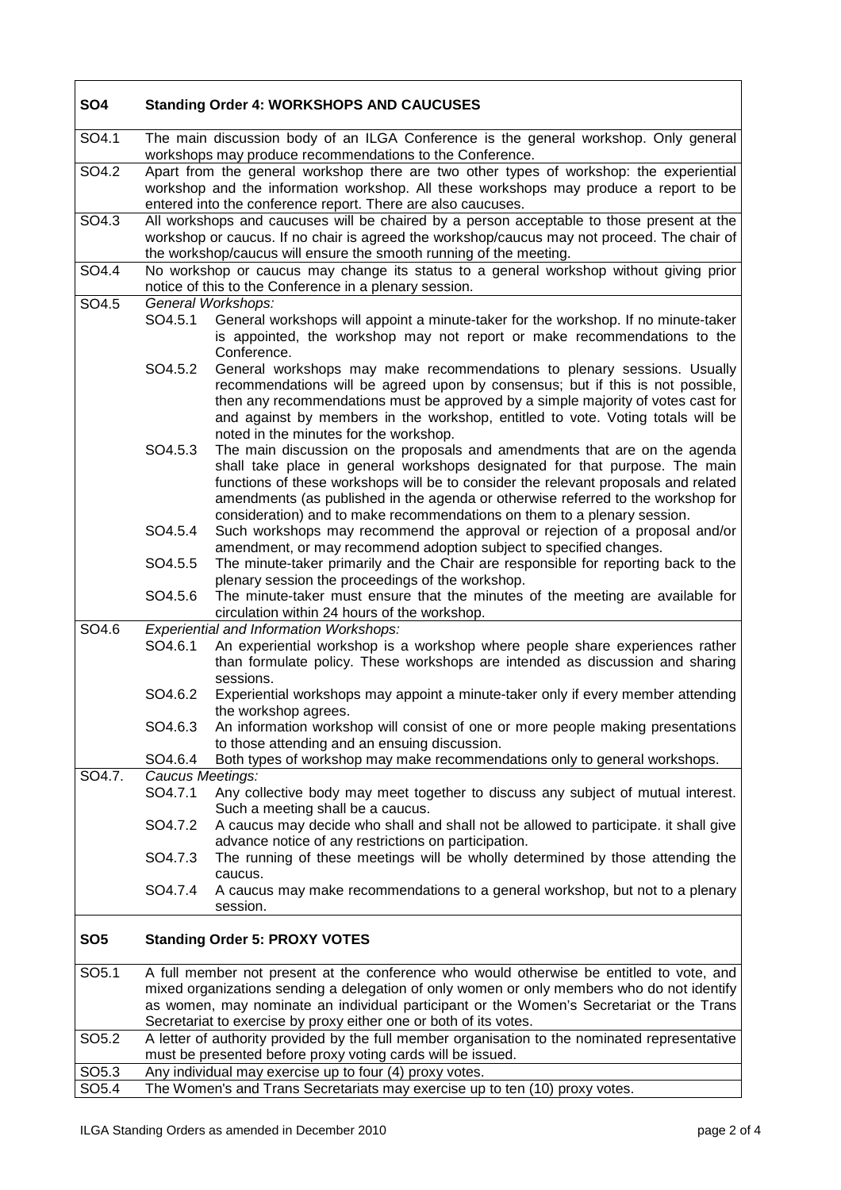| SO4 | **Standing Order 4: WORKSHOPS AND CAUCUSES** |
|---|---|
| SO4.1 | The main discussion body of an ILGA Conference is the general workshop. Only general workshops may produce recommendations to the Conference. |
| SO4.2 | Apart from the general workshop there are two other types of workshop: the experiential workshop and the information workshop. All these workshops may produce a report to be entered into the conference report. There are also caucuses. |
| SO4.3 | All workshops and caucuses will be chaired by a person acceptable to those present at the workshop or caucus. If no chair is agreed the workshop/caucus may not proceed. The chair of the workshop/caucus will ensure the smooth running of the meeting. |
| SO4.4 | No workshop or caucus may change its status to a general workshop without giving prior notice of this to the Conference in a plenary session. |
| SO4.5 | *General Workshops:*<br>SO4.5.1 General workshops will appoint a minute-taker for the workshop. If no minute-taker is appointed, the workshop may not report or make recommendations to the Conference.<br>SO4.5.2 General workshops may make recommendations to plenary sessions. Usually recommendations will be agreed upon by consensus; but if this is not possible, then any recommendations must be approved by a simple majority of votes cast for and against by members in the workshop, entitled to vote. Voting totals will be noted in the minutes for the workshop.<br>SO4.5.3 The main discussion on the proposals and amendments that are on the agenda shall take place in general workshops designated for that purpose. The main functions of these workshops will be to consider the relevant proposals and related amendments (as published in the agenda or otherwise referred to the workshop for consideration) and to make recommendations on them to a plenary session.<br>SO4.5.4 Such workshops may recommend the approval or rejection of a proposal and/or amendment, or may recommend adoption subject to specified changes.<br>SO4.5.5 The minute-taker primarily and the Chair are responsible for reporting back to the plenary session the proceedings of the workshop.<br>SO4.5.6 The minute-taker must ensure that the minutes of the meeting are available for circulation within 24 hours of the workshop. |
| SO4.6 | *Experiential and Information Workshops:*<br>SO4.6.1 An experiential workshop is a workshop where people share experiences rather than formulate policy. These workshops are intended as discussion and sharing sessions.<br>SO4.6.2 Experiential workshops may appoint a minute-taker only if every member attending the workshop agrees.<br>SO4.6.3 An information workshop will consist of one or more people making presentations to those attending and an ensuing discussion.<br>SO4.6.4 Both types of workshop may make recommendations only to general workshops. |
| SO4.7. | *Caucus Meetings:*<br>SO4.7.1 Any collective body may meet together to discuss any subject of mutual interest. Such a meeting shall be a caucus.<br>SO4.7.2 A caucus may decide who shall and shall not be allowed to participate. it shall give advance notice of any restrictions on participation.<br>SO4.7.3 The running of these meetings will be wholly determined by those attending the caucus.<br>SO4.7.4 A caucus may make recommendations to a general workshop, but not to a plenary session. |

| SO5 | **Standing Order 5: PROXY VOTES** |
|---|---|
| SO5.1 | A full member not present at the conference who would otherwise be entitled to vote, and mixed organizations sending a delegation of only women or only members who do not identify as women, may nominate an individual participant or the Women's Secretariat or the Trans Secretariat to exercise by proxy either one or both of its votes. |
| SO5.2 | A letter of authority provided by the full member organisation to the nominated representative must be presented before proxy voting cards will be issued. |
| SO5.3 | Any individual may exercise up to four (4) proxy votes. |
| SO5.4 | The Women's and Trans Secretariats may exercise up to ten (10) proxy votes. |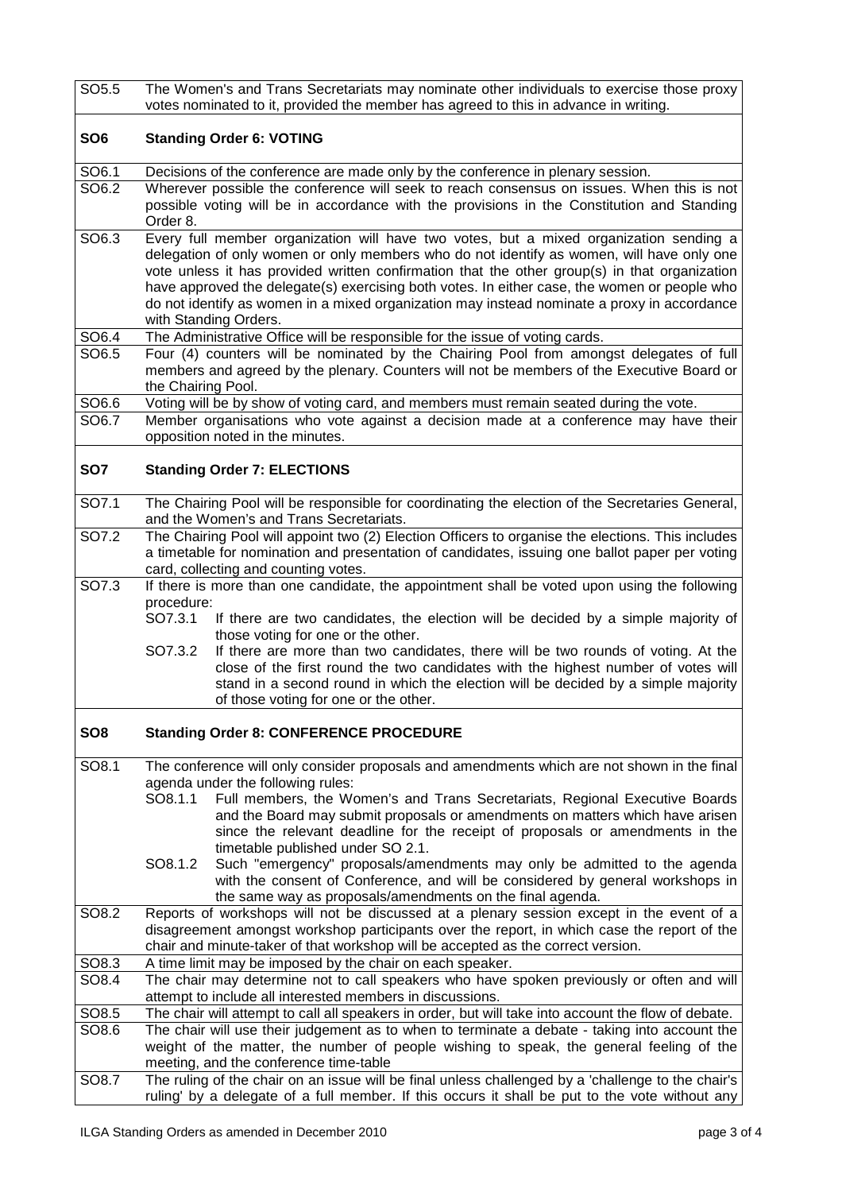| | |
|---|---|
| SO5.5 | The Women's and Trans Secretariats may nominate other individuals to exercise those proxy votes nominated to it, provided the member has agreed to this in advance in writing. |
| **SO6** | **Standing Order 6: VOTING** |
| SO6.1 | Decisions of the conference are made only by the conference in plenary session. |
| SO6.2 | Wherever possible the conference will seek to reach consensus on issues. When this is not possible voting will be in accordance with the provisions in the Constitution and Standing Order 8. |
| SO6.3 | Every full member organization will have two votes, but a mixed organization sending a delegation of only women or only members who do not identify as women, will have only one vote unless it has provided written confirmation that the other group(s) in that organization have approved the delegate(s) exercising both votes. In either case, the women or people who do not identify as women in a mixed organization may instead nominate a proxy in accordance with Standing Orders. |
| SO6.4 | The Administrative Office will be responsible for the issue of voting cards. |
| SO6.5 | Four (4) counters will be nominated by the Chairing Pool from amongst delegates of full members and agreed by the plenary. Counters will not be members of the Executive Board or the Chairing Pool. |
| SO6.6 | Voting will be by show of voting card, and members must remain seated during the vote. |
| SO6.7 | Member organisations who vote against a decision made at a conference may have their opposition noted in the minutes. |
| **SO7** | **Standing Order 7: ELECTIONS** |
| SO7.1 | The Chairing Pool will be responsible for coordinating the election of the Secretaries General, and the Women's and Trans Secretariats. |
| SO7.2 | The Chairing Pool will appoint two (2) Election Officers to organise the elections. This includes a timetable for nomination and presentation of candidates, issuing one ballot paper per voting card, collecting and counting votes. |
| SO7.3 | If there is more than one candidate, the appointment shall be voted upon using the following procedure:<br>SO7.3.1 If there are two candidates, the election will be decided by a simple majority of those voting for one or the other.<br>SO7.3.2 If there are more than two candidates, there will be two rounds of voting. At the close of the first round the two candidates with the highest number of votes will stand in a second round in which the election will be decided by a simple majority of those voting for one or the other. |
| **SO8** | **Standing Order 8: CONFERENCE PROCEDURE** |
| SO8.1 | The conference will only consider proposals and amendments which are not shown in the final agenda under the following rules:<br>SO8.1.1 Full members, the Women's and Trans Secretariats, Regional Executive Boards and the Board may submit proposals or amendments on matters which have arisen since the relevant deadline for the receipt of proposals or amendments in the timetable published under SO 2.1.<br>SO8.1.2 Such "emergency" proposals/amendments may only be admitted to the agenda with the consent of Conference, and will be considered by general workshops in the same way as proposals/amendments on the final agenda. |
| SO8.2 | Reports of workshops will not be discussed at a plenary session except in the event of a disagreement amongst workshop participants over the report, in which case the report of the chair and minute-taker of that workshop will be accepted as the correct version. |
| SO8.3 | A time limit may be imposed by the chair on each speaker. |
| SO8.4 | The chair may determine not to call speakers who have spoken previously or often and will attempt to include all interested members in discussions. |
| SO8.5 | The chair will attempt to call all speakers in order, but will take into account the flow of debate. |
| SO8.6 | The chair will use their judgement as to when to terminate a debate - taking into account the weight of the matter, the number of people wishing to speak, the general feeling of the meeting, and the conference time-table |
| SO8.7 | The ruling of the chair on an issue will be final unless challenged by a 'challenge to the chair's ruling' by a delegate of a full member. If this occurs it shall be put to the vote without any |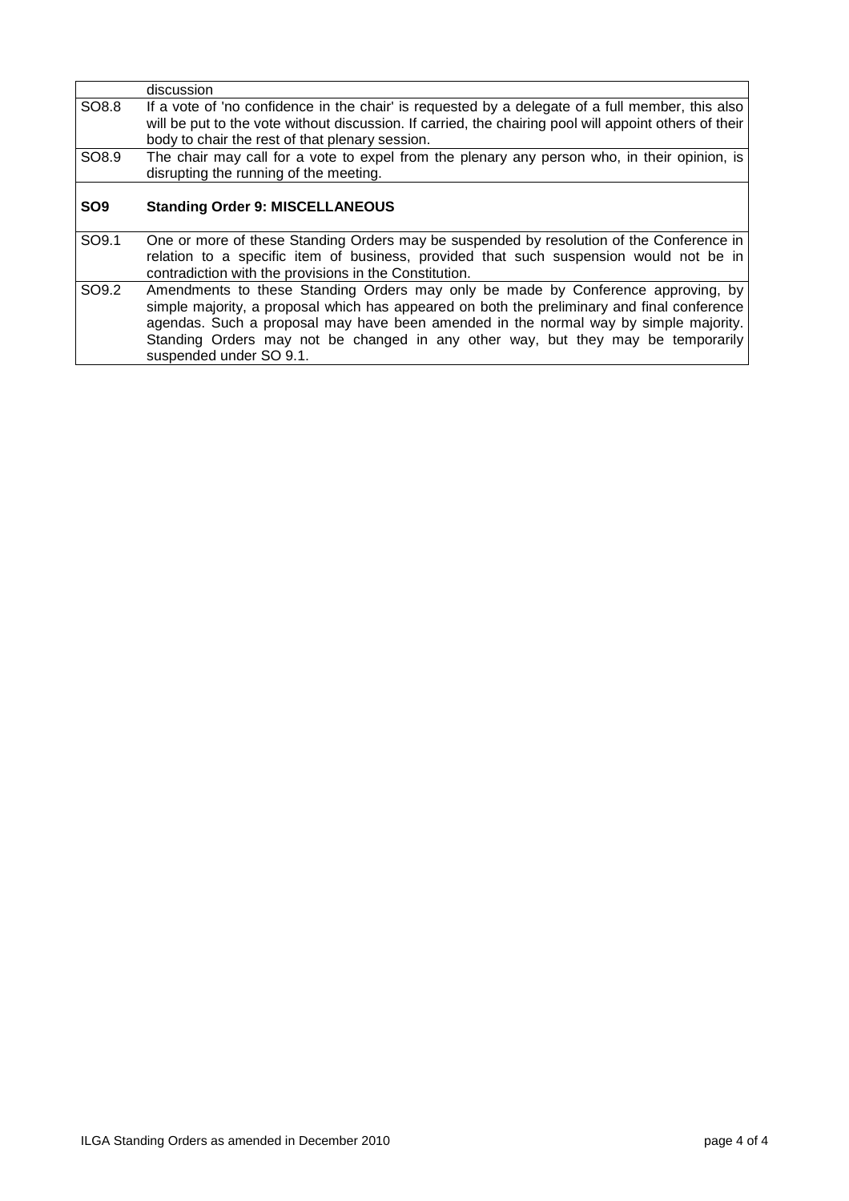| | |
|---|---|
| | discussion |
| SO8.8 | If a vote of 'no confidence in the chair' is requested by a delegate of a full member, this also will be put to the vote without discussion. If carried, the chairing pool will appoint others of their body to chair the rest of that plenary session. |
| SO8.9 | The chair may call for a vote to expel from the plenary any person who, in their opinion, is disrupting the running of the meeting. |
| **SO9** | **Standing Order 9: MISCELLANEOUS** |
| SO9.1 | One or more of these Standing Orders may be suspended by resolution of the Conference in relation to a specific item of business, provided that such suspension would not be in contradiction with the provisions in the Constitution. |
| SO9.2 | Amendments to these Standing Orders may only be made by Conference approving, by simple majority, a proposal which has appeared on both the preliminary and final conference agendas. Such a proposal may have been amended in the normal way by simple majority. Standing Orders may not be changed in any other way, but they may be temporarily suspended under SO 9.1. |